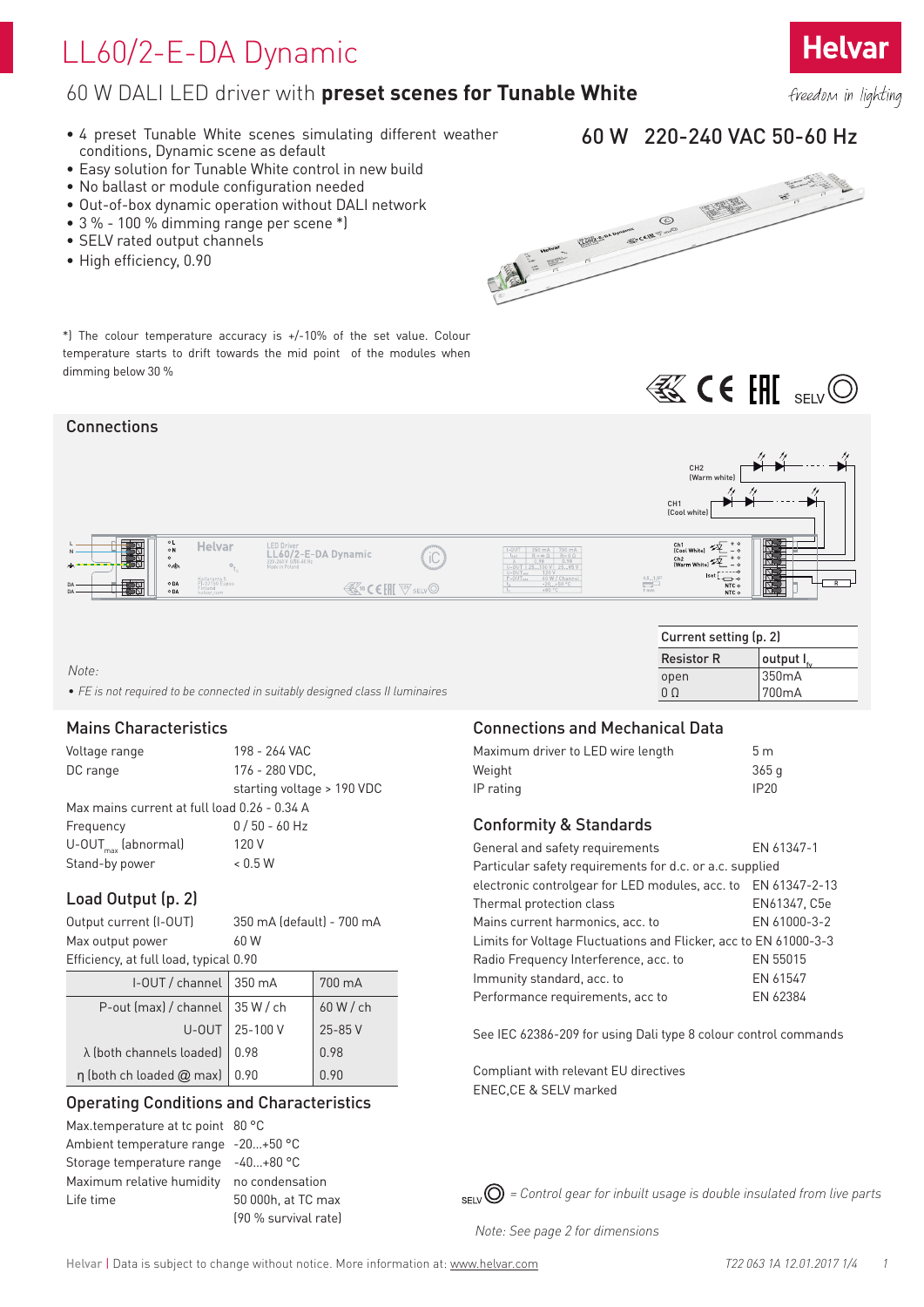# LL60/2-E-DA Dynamic

## 60 W DALI LED driver with **preset scenes for Tunable White**

- 4 preset Tunable White scenes simulating different weather conditions, Dynamic scene as default
- Easy solution for Tunable White control in new build
- No ballast or module configuration needed
- Out-of-box dynamic operation without DALI network
- 3 % - 100 % dimming range per scene *)
- SELV rated output channels
- High efficiency, 0.90

**60 W 220-240 VAC 50-60 Hz**

*) The colour temperature accuracy is +/-10% of the set value. Colour temperature starts to drift towards the mid point of the modules when dimming below 30 %

## Connections

| Current setting (p. 2) | |
|---|---|
| Resistor R | output $I_{fv}$ |
| open | 350mA |
| 0 Ω | 700mA |

*Note:*

- *FE is not required to be connected in suitably designed class II luminaires*

## Mains Characteristics

| | |
|---|---|
| Voltage range | 198 - 264 VAC |
| DC range | 176 - 280 VDC, starting voltage > 190 VDC |
| Max mains current at full load | 0.26 - 0.34 A |
| Frequency | 0 / 50 - 60 Hz |
| $U\text{-}OUT_{max}$ (abnormal) | 120 V |
| Stand-by power | < 0.5 W |

## Load Output (p. 2)

| | |
|---|---|
| Output current (I-OUT) | 350 mA (default) - 700 mA |
| Max output power | 60 W |
| Efficiency, at full load, typical | 0.90 |

| I-OUT / channel | 350 mA | 700 mA |
|---|---|---|
| P-out (max) / channel | 35 W / ch | 60 W / ch |
| U-OUT | 25-100 V | 25-85 V |
| λ (both channels loaded) | 0.98 | 0.98 |
| η (both ch loaded @ max) | 0.90 | 0.90 |

## Operating Conditions and Characteristics

| | |
|---|---|
| Max.temperature at tc point | 80 °C |
| Ambient temperature range | -20...+50 °C |
| Storage temperature range | -40...+80 °C |
| Maximum relative humidity | no condensation |
| Life time | 50 000h, at TC max (90 % survival rate) |

## Connections and Mechanical Data

| | |
|---|---|
| Maximum driver to LED wire length | 5 m |
| Weight | 365 g |
| IP rating | IP20 |

## Conformity & Standards

| | |
|---|---|
| General and safety requirements | EN 61347-1 |
| Particular safety requirements for d.c. or a.c. supplied electronic controlgear for LED modules, acc. to | EN 61347-2-13 |
| Thermal protection class | EN61347, C5e |
| Mains current harmonics, acc. to | EN 61000-3-2 |
| Limits for Voltage Fluctuations and Flicker, acc to | EN 61000-3-3 |
| Radio Frequency Interference, acc. to | EN 55015 |
| Immunity standard, acc. to | EN 61547 |
| Performance requirements, acc to | EN 62384 |

See IEC 62386-209 for using Dali type 8 colour control commands

Compliant with relevant EU directives
ENEC,CE & SELV marked

SELV = *Control gear for inbuilt usage is double insulated from live parts*

*Note: See page 2 for dimensions*

Helvar | Data is subject to change without notice. More information at: www.helvar.com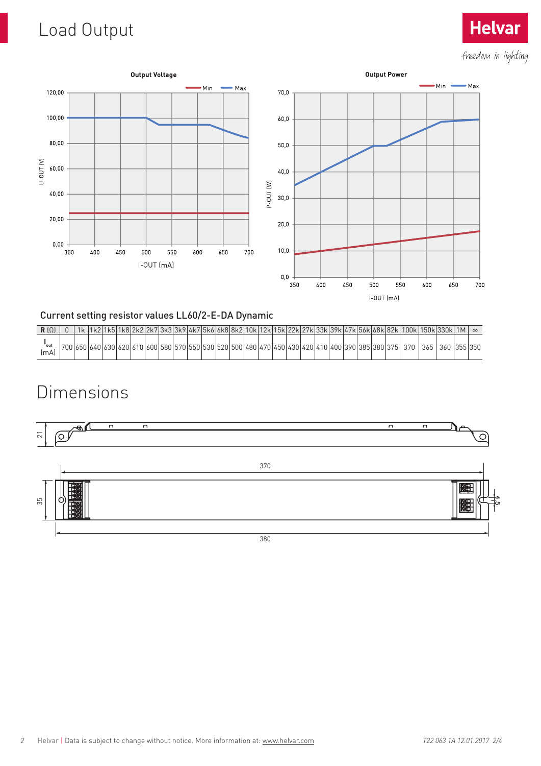# Load Output

Output Voltage

Output Power

## Current setting resistor values LL60/2-E-DA Dynamic

| R (Ω) | 0 | 1k | 1k2 | 1k5 | 1k8 | 2k2 | 2k7 | 3k3 | 3k9 | 4k7 | 5k6 | 6k8 | 8k2 | 10k | 12k | 15k | 22k | 27k | 33k | 39k | 47k | 56k | 68k | 82k | 100k | 150k | 330k | 1M | ∞ |
|---|---|---|---|---|---|---|---|---|---|---|---|---|---|---|---|---|---|---|---|---|---|---|---|---|---|---|---|---|---|
| $I_{out}$ (mA) | 700 | 650 | 640 | 630 | 620 | 610 | 600 | 580 | 570 | 550 | 530 | 520 | 500 | 480 | 470 | 450 | 430 | 420 | 410 | 400 | 390 | 385 | 380 | 375 | 370 | 365 | 360 | 355 | 350 |

# Dimensions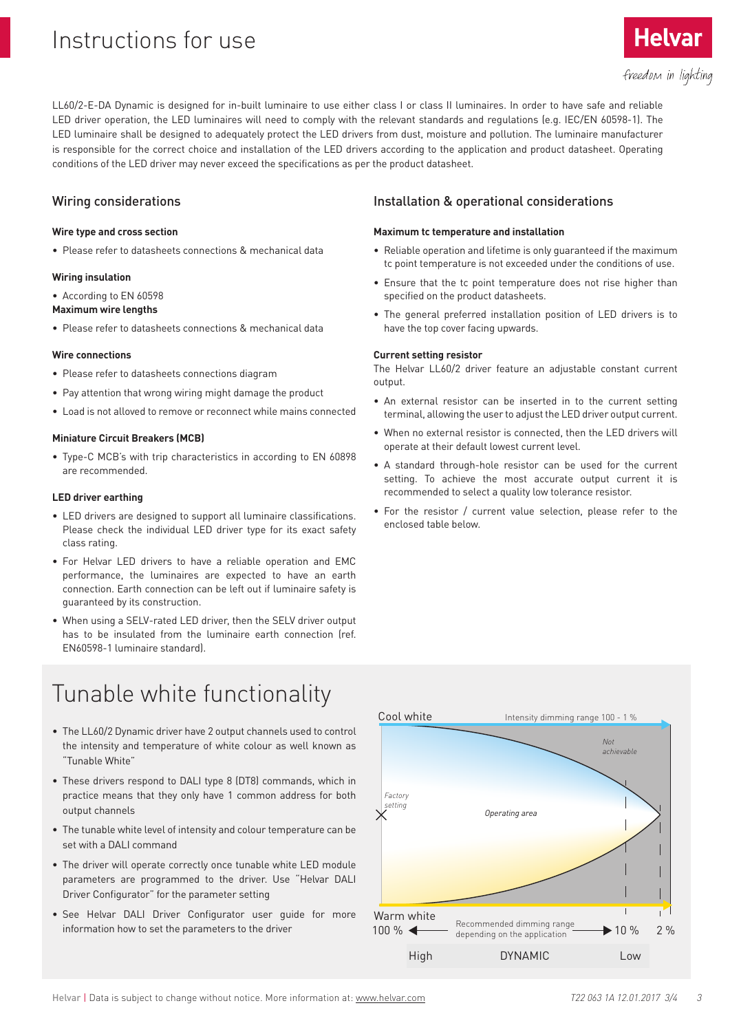# Instructions for use

LL60/2-E-DA Dynamic is designed for in-built luminaire to use either class I or class II luminaires. In order to have safe and reliable LED driver operation, the LED luminaires will need to comply with the relevant standards and regulations (e.g. IEC/EN 60598-1). The LED luminaire shall be designed to adequately protect the LED drivers from dust, moisture and pollution. The luminaire manufacturer is responsible for the correct choice and installation of the LED drivers according to the application and product datasheet. Operating conditions of the LED driver may never exceed the specifications as per the product datasheet.

## Wiring considerations

**Wire type and cross section**

- Please refer to datasheets connections & mechanical data

**Wiring insulation**

- According to EN 60598

**Maximum wire lengths**

- Please refer to datasheets connections & mechanical data

**Wire connections**

- Please refer to datasheets connections diagram
- Pay attention that wrong wiring might damage the product
- Load is not alloved to remove or reconnect while mains connected

**Miniature Circuit Breakers (MCB)**

- Type-C MCB's with trip characteristics in according to EN 60898 are recommended.

**LED driver earthing**

- LED drivers are designed to support all luminaire classifications. Please check the individual LED driver type for its exact safety class rating.
- For Helvar LED drivers to have a reliable operation and EMC performance, the luminaires are expected to have an earth connection. Earth connection can be left out if luminaire safety is guaranteed by its construction.
- When using a SELV-rated LED driver, then the SELV driver output has to be insulated from the luminaire earth connection (ref. EN60598-1 luminaire standard).

## Installation & operational considerations

**Maximum tc temperature and installation**

- Reliable operation and lifetime is only guaranteed if the maximum tc point temperature is not exceeded under the conditions of use.
- Ensure that the tc point temperature does not rise higher than specified on the product datasheets.
- The general preferred installation position of LED drivers is to have the top cover facing upwards.

**Current setting resistor**

The Helvar LL60/2 driver feature an adjustable constant current output.

- An external resistor can be inserted in to the current setting terminal, allowing the user to adjust the LED driver output current.
- When no external resistor is connected, then the LED drivers will operate at their default lowest current level.
- A standard through-hole resistor can be used for the current setting. To achieve the most accurate output current it is recommended to select a quality low tolerance resistor.
- For the resistor / current value selection, please refer to the enclosed table below.

# Tunable white functionality

- The LL60/2 Dynamic driver have 2 output channels used to control the intensity and temperature of white colour as well known as "Tunable White"
- These drivers respond to DALI type 8 (DT8) commands, which in practice means that they only have 1 common address for both output channels
- The tunable white level of intensity and colour temperature can be set with a DALI command
- The driver will operate correctly once tunable white LED module parameters are programmed to the driver. Use "Helvar DALI Driver Configurator" for the parameter setting
- See Helvar DALI Driver Configurator user guide for more information how to set the parameters to the driver

Cool white — Intensity dimming range 100 - 1 %

Not achievable

Factory setting

Operating area

Warm white

100 % ◀ Recommended dimming range depending on the application ▶ 10 % 2 %

High DYNAMIC Low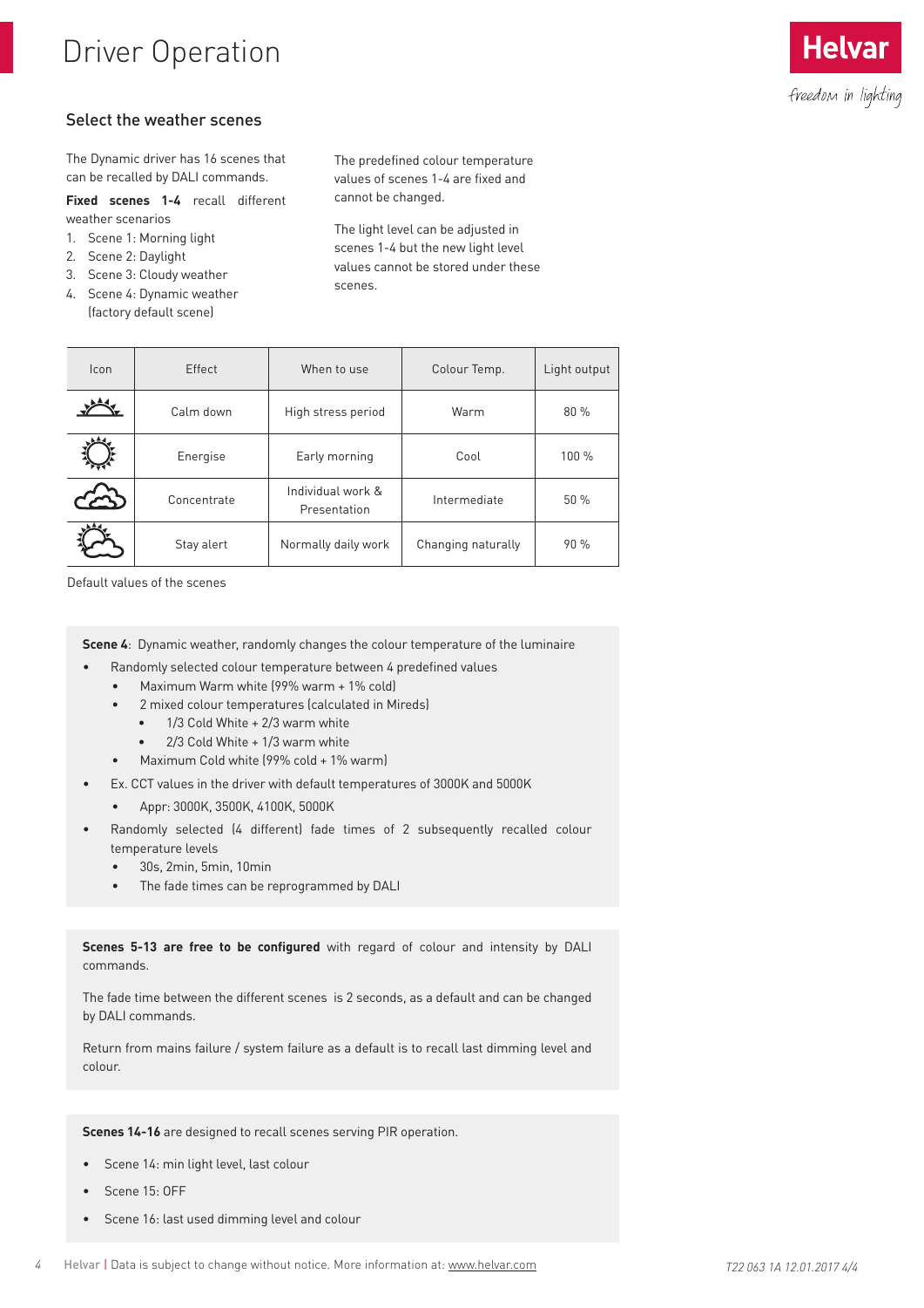# Driver Operation

## Select the weather scenes

The Dynamic driver has 16 scenes that can be recalled by DALI commands.

**Fixed scenes 1-4** recall different weather scenarios

1. Scene 1: Morning light
2. Scene 2: Daylight
3. Scene 3: Cloudy weather
4. Scene 4: Dynamic weather (factory default scene)

The predefined colour temperature values of scenes 1-4 are fixed and cannot be changed.

The light level can be adjusted in scenes 1-4 but the new light level values cannot be stored under these scenes.

| Icon | Effect | When to use | Colour Temp. | Light output |
|---|---|---|---|---|
| | Calm down | High stress period | Warm | 80 % |
| | Energise | Early morning | Cool | 100 % |
| | Concentrate | Individual work & Presentation | Intermediate | 50 % |
| | Stay alert | Normally daily work | Changing naturally | 90 % |

Default values of the scenes

**Scene 4**: Dynamic weather, randomly changes the colour temperature of the luminaire

- Randomly selected colour temperature between 4 predefined values
  - Maximum Warm white (99% warm + 1% cold)
  - 2 mixed colour temperatures (calculated in Mireds)
    - 1/3 Cold White + 2/3 warm white
    - 2/3 Cold White + 1/3 warm white
  - Maximum Cold white (99% cold + 1% warm)
- Ex. CCT values in the driver with default temperatures of 3000K and 5000K
  - Appr: 3000K, 3500K, 4100K, 5000K
- Randomly selected (4 different) fade times of 2 subsequently recalled colour temperature levels
  - 30s, 2min, 5min, 10min
  - The fade times can be reprogrammed by DALI

**Scenes 5-13 are free to be configured** with regard of colour and intensity by DALI commands.

The fade time between the different scenes is 2 seconds, as a default and can be changed by DALI commands.

Return from mains failure / system failure as a default is to recall last dimming level and colour.

**Scenes 14-16** are designed to recall scenes serving PIR operation.

- Scene 14: min light level, last colour
- Scene 15: OFF
- Scene 16: last used dimming level and colour